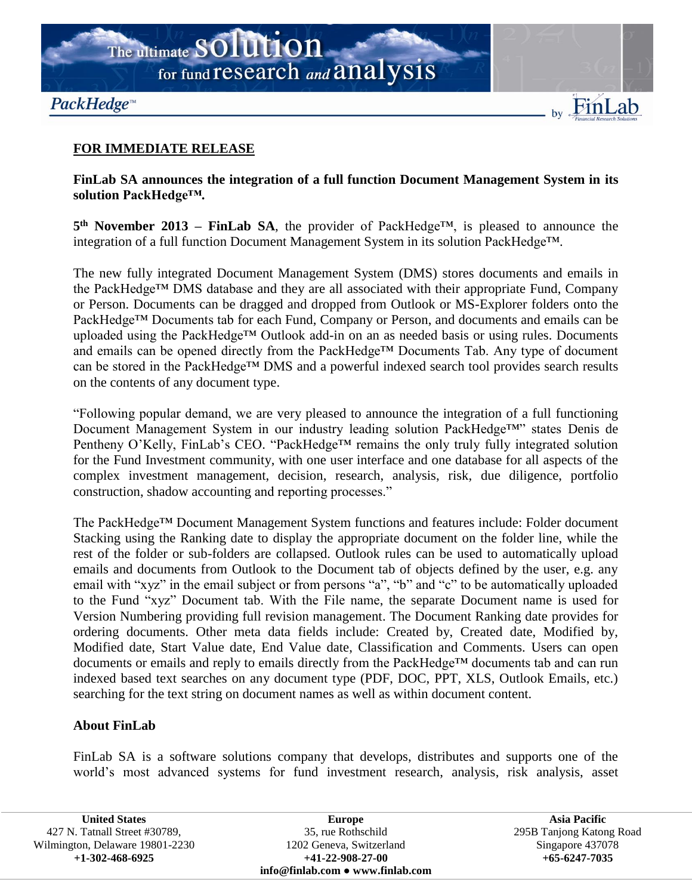**FOR IMMEDIATE RELEASE**

**FinLab SA announces the integration of a full function Document Management System in its solution PackHedge™.**

**5th November 2013 – FinLab SA**, the provider of PackHedge™, is pleased to announce the integration of a full function Document Management System in its solution PackHedge™.

The new fully integrated Document Management System (DMS) stores documents and emails in the PackHedge™ DMS database and they are all associated with their appropriate Fund, Company or Person. Documents can be dragged and dropped from Outlook or MS-Explorer folders onto the PackHedge™ Documents tab for each Fund, Company or Person, and documents and emails can be uploaded using the PackHedge™ Outlook add-in on an as needed basis or using rules. Documents and emails can be opened directly from the PackHedge™ Documents Tab. Any type of document can be stored in the PackHedge™ DMS and a powerful indexed search tool provides search results on the contents of any document type.

"Following popular demand, we are very pleased to announce the integration of a full functioning Document Management System in our industry leading solution PackHedge™" states Denis de Pentheny O'Kelly, FinLab's CEO. "PackHedge™ remains the only truly fully integrated solution for the Fund Investment community, with one user interface and one database for all aspects of the complex investment management, decision, research, analysis, risk, due diligence, portfolio construction, shadow accounting and reporting processes."

The PackHedge™ Document Management System functions and features include: Folder document Stacking using the Ranking date to display the appropriate document on the folder line, while the rest of the folder or sub-folders are collapsed. Outlook rules can be used to automatically upload emails and documents from Outlook to the Document tab of objects defined by the user, e.g. any email with "xyz" in the email subject or from persons "a", "b" and "c" to be automatically uploaded to the Fund "xyz" Document tab. With the File name, the separate Document name is used for Version Numbering providing full revision management. The Document Ranking date provides for ordering documents. Other meta data fields include: Created by, Created date, Modified by, Modified date, Start Value date, End Value date, Classification and Comments. Users can open documents or emails and reply to emails directly from the PackHedge™ documents tab and can run indexed based text searches on any document type (PDF, DOC, PPT, XLS, Outlook Emails, etc.) searching for the text string on document names as well as within document content.

**About FinLab**

FinLab SA is a software solutions company that develops, distributes and supports one of the world's most advanced systems for fund investment research, analysis, risk analysis, asset

| **United States** | **Europe** | **Asia Pacific** |
|---|---|---|
| 427 N. Tatnall Street #30789, | 35, rue Rothschild | 295B Tanjong Katong Road |
| Wilmington, Delaware 19801-2230 | 1202 Geneva, Switzerland | Singapore 437078 |
| **+1-302-468-6925** | **+41-22-908-27-00** | **+65-6247-7035** |

**info@finlab.com ● www.finlab.com**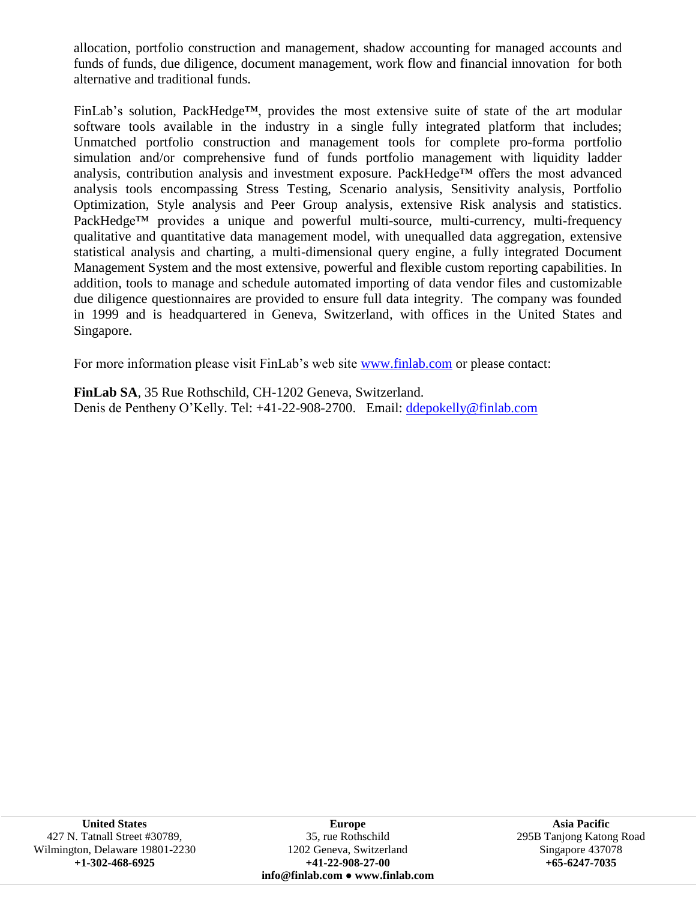allocation, portfolio construction and management, shadow accounting for managed accounts and funds of funds, due diligence, document management, work flow and financial innovation for both alternative and traditional funds.

FinLab's solution, PackHedge™, provides the most extensive suite of state of the art modular software tools available in the industry in a single fully integrated platform that includes; Unmatched portfolio construction and management tools for complete pro-forma portfolio simulation and/or comprehensive fund of funds portfolio management with liquidity ladder analysis, contribution analysis and investment exposure. PackHedge™ offers the most advanced analysis tools encompassing Stress Testing, Scenario analysis, Sensitivity analysis, Portfolio Optimization, Style analysis and Peer Group analysis, extensive Risk analysis and statistics. PackHedge™ provides a unique and powerful multi-source, multi-currency, multi-frequency qualitative and quantitative data management model, with unequalled data aggregation, extensive statistical analysis and charting, a multi-dimensional query engine, a fully integrated Document Management System and the most extensive, powerful and flexible custom reporting capabilities. In addition, tools to manage and schedule automated importing of data vendor files and customizable due diligence questionnaires are provided to ensure full data integrity. The company was founded in 1999 and is headquartered in Geneva, Switzerland, with offices in the United States and Singapore.

For more information please visit FinLab's web site [www.finlab.com](http://www.finlab.com) or please contact:

**FinLab SA**, 35 Rue Rothschild, CH-1202 Geneva, Switzerland.
Denis de Pentheny O'Kelly. Tel: +41-22-908-2700. Email: [ddepokelly@finlab.com](mailto:ddepokelly@finlab.com)

**United States**
427 N. Tatnall Street #30789,
Wilmington, Delaware 19801-2230
**+1-302-468-6925**

**Europe**
35, rue Rothschild
1202 Geneva, Switzerland
**+41-22-908-27-00**

**Asia Pacific**
295B Tanjong Katong Road
Singapore 437078
**+65-6247-7035**

**info@finlab.com ● www.finlab.com**